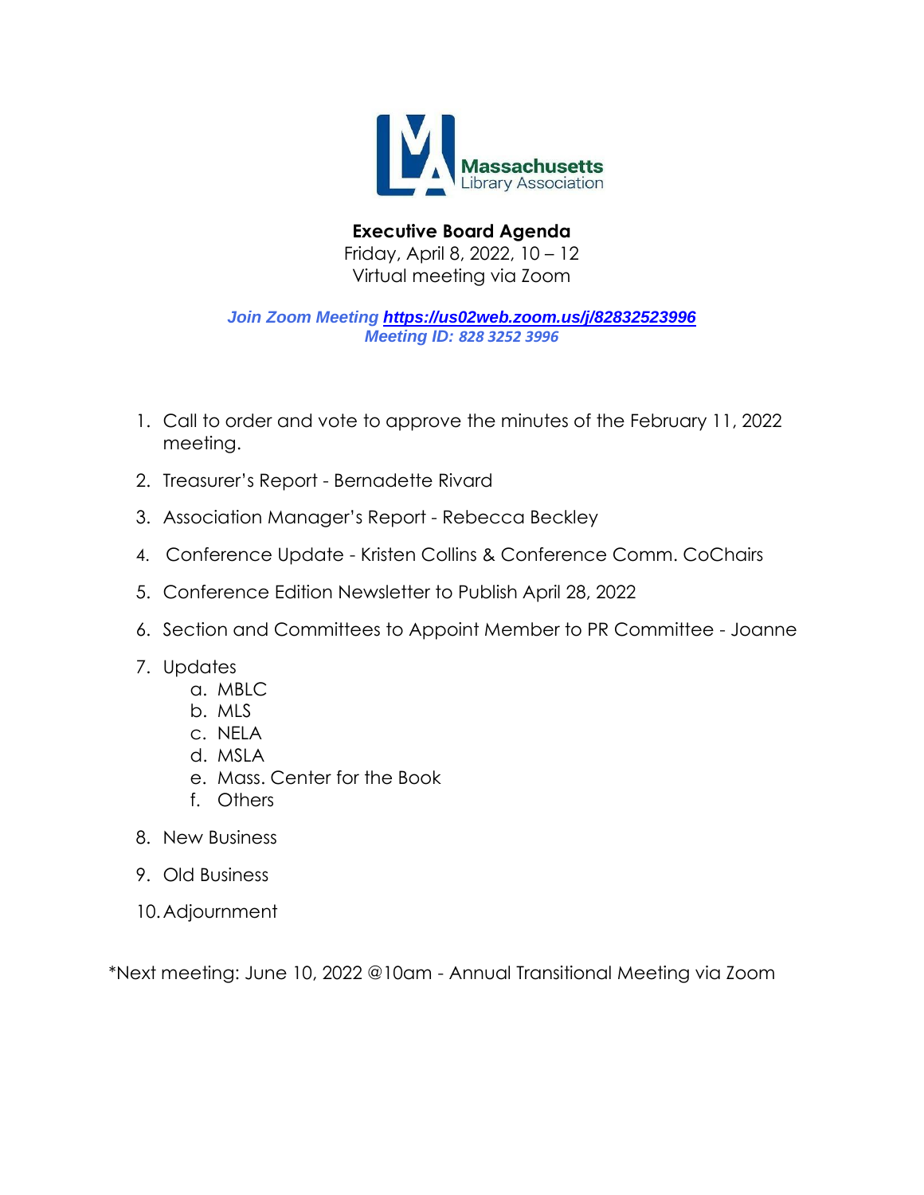Massachusetts Library Association

# Executive Board Agenda

Friday, April 8, 2022, 10 – 12
Virtual meeting via Zoom

*Join Zoom Meeting* ***https://us02web.zoom.us/j/82832523996***
*Meeting ID: 828 3252 3996*

1. Call to order and vote to approve the minutes of the February 11, 2022 meeting.
2. Treasurer's Report - Bernadette Rivard
3. Association Manager's Report - Rebecca Beckley
4. Conference Update - Kristen Collins & Conference Comm. CoChairs
5. Conference Edition Newsletter to Publish April 28, 2022
6. Section and Committees to Appoint Member to PR Committee - Joanne
7. Updates
   a. MBLC
   b. MLS
   c. NELA
   d. MSLA
   e. Mass. Center for the Book
   f. Others
8. New Business
9. Old Business
10. Adjournment

*Next meeting: June 10, 2022 @10am - Annual Transitional Meeting via Zoom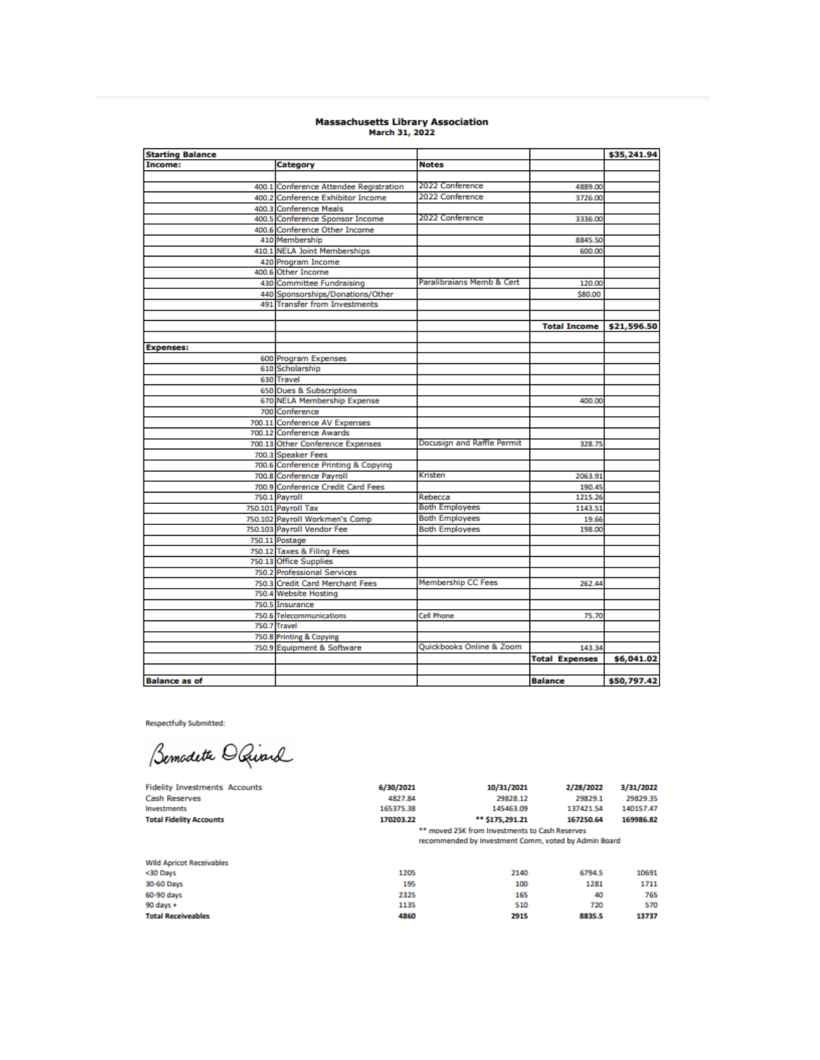**Massachusetts Library Association**
**March 31, 2022**

| Starting Balance | | | | $35,241.94 |
|---|---|---|---|---|
| **Income:** | **Category** | **Notes** | | |
| | | | | |
| 400.1 | Conference Attendee Registration | 2022 Conference | 4889.00 | |
| 400.2 | Conference Exhibitor Income | 2022 Conference | 3726.00 | |
| 400.3 | Conference Meals | | | |
| 400.5 | Conference Sponsor Income | 2022 Conference | 3336.00 | |
| 400.6 | Conference Other Income | | | |
| 410 | Membership | | 8845.50 | |
| 410.1 | NELA Joint Memberships | | 600.00 | |
| 420 | Program Income | | | |
| 400.6 | Other Income | | | |
| 430 | Committee Fundraising | Paralibraians Memb & Cert | 120.00 | |
| 440 | Sponsorships/Donations/Other | | $80.00 | |
| 491 | Transfer from Investments | | | |
| | | | | |
| | | | **Total Income** | **$21,596.50** |
| | | | | |
| **Expenses:** | | | | |
| 600 | Program Expenses | | | |
| 610 | Scholarship | | | |
| 630 | Travel | | | |
| 650 | Dues & Subscriptions | | | |
| 670 | NELA Membership Expense | | 400.00 | |
| 700 | Conference | | | |
| 700.11 | Conference AV Expenses | | | |
| 700.12 | Conference Awards | | | |
| 700.13 | Other Conference Expenses | Docusign and Raffle Permit | 328.75 | |
| 700.3 | Speaker Fees | | | |
| 700.6 | Conference Printing & Copying | | | |
| 700.8 | Conference Payroll | Kristen | 2063.91 | |
| 700.9 | Conference Credit Card Fees | | 190.45 | |
| 750.1 | Payroll | Rebecca | 1215.26 | |
| 750.101 | Payroll Tax | Both Employees | 1143.51 | |
| 750.102 | Payroll Workmen's Comp | Both Employees | 19.66 | |
| 750.103 | Payroll Vendor Fee | Both Employees | 198.00 | |
| 750.11 | Postage | | | |
| 750.12 | Taxes & Filing Fees | | | |
| 750.13 | Office Supplies | | | |
| 750.2 | Professional Services | | | |
| 750.3 | Credit Card Merchant Fees | Membership CC Fees | 262.44 | |
| 750.4 | Website Hosting | | | |
| 750.5 | Insurance | | | |
| 750.6 | Telecommunications | Cell Phone | 75.70 | |
| 750.7 | Travel | | | |
| 750.8 | Printing & Copying | | | |
| 750.9 | Equipment & Software | Quickbooks Online & Zoom | 143.34 | |
| | | | **Total Expenses** | **$6,041.02** |
| | | | | |
| **Balance as of** | | | **Balance** | **$50,797.42** |

Respectfully Submitted:

Bernadette O Quird

| Fidelity Investments Accounts | 6/30/2021 | 10/31/2021 | 2/28/2022 | 3/31/2022 |
|---|---|---|---|---|
| Cash Reserves | 4827.84 | 29828.12 | 29829.1 | 29829.35 |
| Investments | 165375.38 | 145463.09 | 137421.54 | 140157.47 |
| **Total Fidelity Accounts** | **170203.22** | **** $175,291.21** | **167250.64** | **169986.82** |

** moved 25K from Investments to Cash Reserves
recommended by Investment Comm, voted by Admin Board

| Wild Apricot Receivables | | | | |
|---|---|---|---|---|
| <30 Days | 1205 | 2140 | 6794.5 | 10691 |
| 30-60 Days | 195 | 100 | 1281 | 1711 |
| 60-90 days | 2325 | 165 | 40 | 765 |
| 90 days + | 1135 | 510 | 720 | 570 |
| **Total Receiveables** | **4860** | **2915** | **8835.5** | **13737** |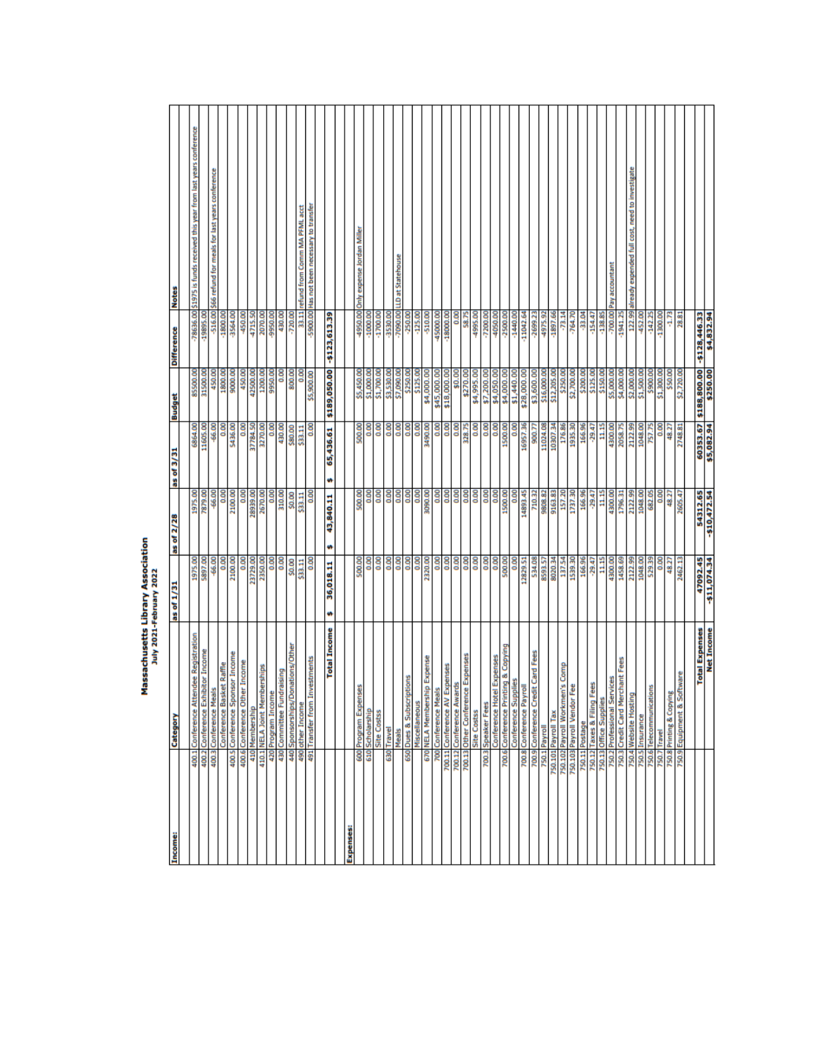# Massachusetts Library Association

## July 2021-February 2022

| Income: | Category | as of 1/31 | as of 2/28 | as of 3/31 | Budget | Difference | Notes |
|---|---|---|---|---|---|---|---|
| 400.1 | Conference Attendee Registration | 1975.00 | 1975.00 | 6864.00 | 85500.00 | -78636.00 | $1975 is funds received this year from last years conference |
| 400.2 | Conference Exhibitor Income | 5897.00 | 7879.00 | 11605.00 | 31500.00 | -19895.00 | |
| 400.3 | Conference Meals | -66.00 | -66.00 | -66.00 | 450.00 | -516.00 | $66 refund for meals for last years conference |
| | Conference Basket Raffle | 0.00 | 0.00 | 0.00 | 1800.00 | -1800.00 | |
| 400.5 | Conference Sponsor Income | 2100.00 | 2100.00 | 5436.00 | 9000.00 | -3564.00 | |
| 400.6 | Conference Other Income | 0.00 | 0.00 | 0.00 | 450.00 | -450.00 | |
| 410 | Membership | 23729.00 | 28939.00 | 37784.50 | 42500.00 | -4715.50 | |
| 410.1 | NELA Joint Memberships | 2350.00 | 2670.00 | 3270.00 | 1200.00 | 2070.00 | |
| 420 | Program Income | 0.00 | 0.00 | 0.00 | 9950.00 | -9950.00 | |
| 430 | Committee Fundraising | 0.00 | 310.00 | 430.00 | 0.00 | 430.00 | |
| 440 | Sponsorships/Donations/Other | $0.00 | $0.00 | $80.00 | 800.00 | -720.00 | |
| 490 | other Income | $33.11 | $33.11 | $33.11 | 0.00 | 33.11 | refund from Comm MA PFML acct |
| 491 | Transfer from Investments | 0.00 | 0.00 | 0.00 | $5,900.00 | -5900.00 | Has not been necessary to transfer |
| | **Total Income** | $ 36,018.11 | $ 43,840.11 | $ 65,436.61 | $189,050.00 | -$123,613.39 | |
| | | | | | | | |
| **Expenses:** | | | | | | | |
| 600 | Program Expenses | 500.00 | 500.00 | 500.00 | $5,450.00 | -4950.00 | Only expense Jordan Miller |
| 610 | Scholarship | 0.00 | 0.00 | 0.00 | $1,000.00 | -1000.00 | |
| | Site Costss | 0.00 | 0.00 | 0.00 | $1,700.00 | -1700.00 | |
| 630 | Travel | 0.00 | 0.00 | 0.00 | $3,530.00 | -3530.00 | |
| | Meals | 0.00 | 0.00 | 0.00 | $7,090.00 | -7090.00 | LLD at Statehouse |
| 650 | Dues & Subscriptions | 0.00 | 0.00 | 0.00 | $250.00 | -250.00 | |
| | Miscellaneous | 0.00 | 0.00 | 0.00 | $125.00 | -125.00 | |
| 670 | NELA Membership Expense | 2320.00 | 3090.00 | 3490.00 | $4,000.00 | -510.00 | |
| 700 | Conference Meals | 0.00 | 0.00 | 0.00 | $45,000.00 | -45000.00 | |
| 700.11 | Conference AV Expenses | 0.00 | 0.00 | 0.00 | $18,000.00 | -18000.00 | |
| 700.12 | Conference Awards | 0.00 | 0.00 | 0.00 | $0.00 | 0.00 | |
| 700.13 | Other Conference Expenses | 0.00 | 0.00 | 328.75 | $270.00 | 58.75 | |
| | Site Costss | 0.00 | 0.00 | 0.00 | $4,995.00 | -4995.00 | |
| 700.3 | Speaker Fees | 0.00 | 0.00 | 0.00 | $7,200.00 | -7200.00 | |
| | Conference Hotel Expenses | 0.00 | 0.00 | 0.00 | $4,050.00 | -4050.00 | |
| 700.6 | Conference Printing & Copying | 500.00 | 1500.00 | 1500.00 | $4,000.00 | -2500.00 | |
| | Conference Supplies | 0.00 | 0.00 | 0.00 | $1,440.00 | -1440.00 | |
| 700.8 | Conference Payroll | 12829.51 | 14893.45 | 16957.36 | $28,000.00 | -11042.64 | |
| 700.9 | Conference Credit Card Fees | 534.08 | 710.32 | 900.77 | $3,600.00 | -2699.23 | |
| 750.1 | Payroll | 8593.57 | 9808.82 | 11024.08 | $16,000.00 | -4975.92 | |
| 750.101 | Payroll Tax | 8020.34 | 9163.83 | 10307.34 | $12,205.00 | -1897.66 | |
| 750.102 | Payroll Workmen's Comp | 137.54 | 157.20 | 176.86 | $250.00 | -73.14 | |
| 750.103 | Payroll Vendor Fee | 1539.30 | 1737.30 | 1935.30 | $2,700.00 | -764.70 | |
| 750.11 | Postage | 166.96 | 166.96 | 166.96 | $200.00 | -33.04 | |
| 750.12 | Taxes & Filing Fees | -29.47 | -29.47 | -29.47 | $125.00 | -154.47 | |
| 750.13 | Office Supplies | 11.15 | 11.15 | 11.15 | $150.00 | -138.85 | |
| 750.2 | Professional Services | 4300.00 | 4300.00 | 4300.00 | $5,000.00 | -700.00 | Pay accountant |
| 750.3 | Credit Card Merchant Fees | 1458.69 | 1796.31 | 2058.75 | $4,000.00 | -1941.25 | |
| 750.4 | Website Hosting | 2122.99 | 2122.99 | 2122.99 | $2,000.00 | 122.99 | already expended full cost, need to investigate |
| 750.5 | Insurance | 1048.00 | 1048.00 | 1048.00 | $1,500.00 | -452.00 | |
| 750.6 | Telecommunications | 529.39 | 682.05 | 757.75 | $900.00 | -142.25 | |
| 750.7 | Travel | 0.00 | 0.00 | 0.00 | $1,300.00 | -1300.00 | |
| 750.8 | Printing & Copying | 48.27 | 48.27 | 48.27 | $50.00 | -1.73 | |
| 750.9 | Equipment & Software | 2462.13 | 2605.47 | 2748.81 | $2,720.00 | 28.81 | |
| | | | | | | | |
| | **Total Expenses** | 47092.45 | 54312.65 | 60353.67 | $188,800.00 | -$128,446.33 | |
| | **Net Income** | -$11,074.34 | -$10,472.54 | $5,082.94 | $250.00 | $4,832.94 | |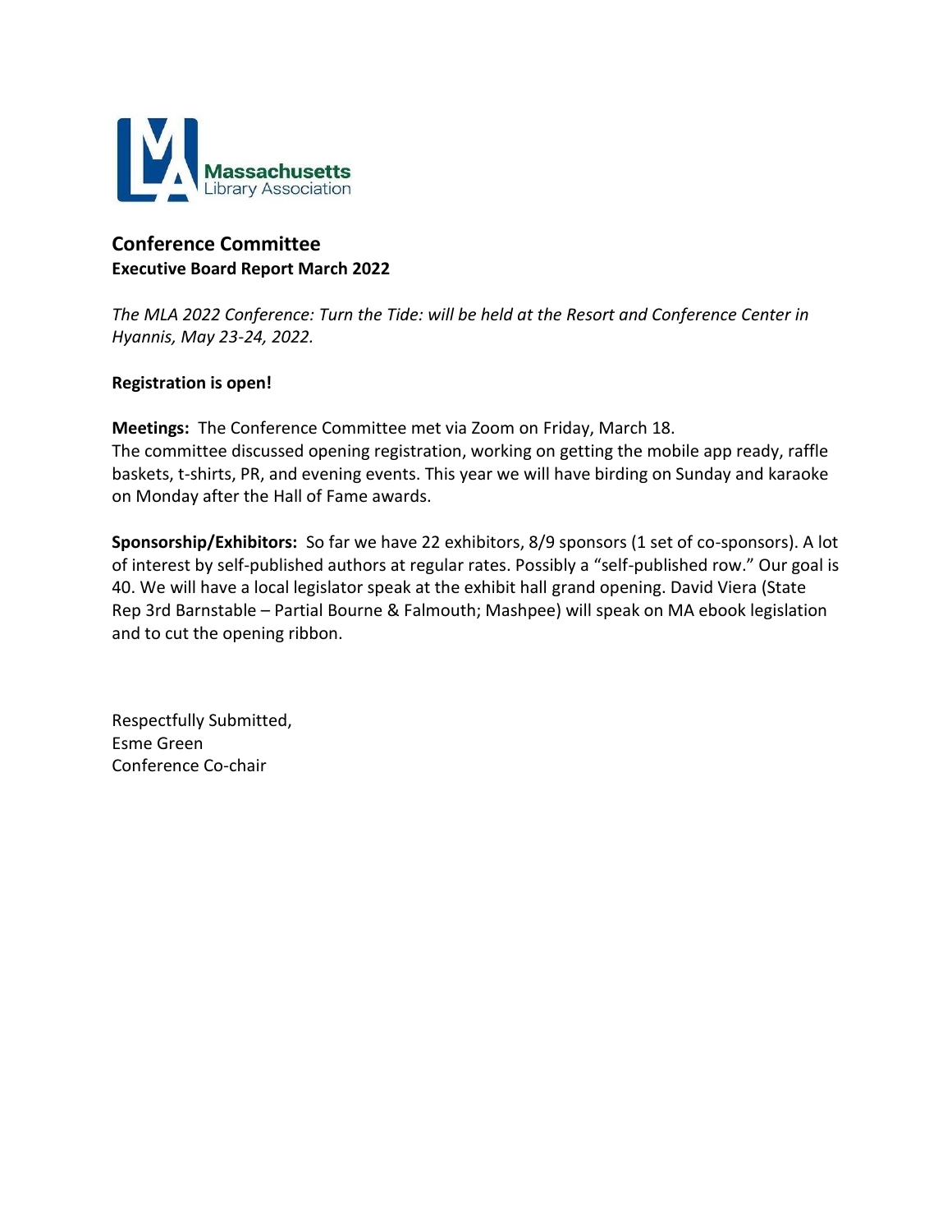## Conference Committee

**Executive Board Report March 2022**

*The MLA 2022 Conference: Turn the Tide: will be held at the Resort and Conference Center in Hyannis, May 23-24, 2022.*

**Registration is open!**

**Meetings:** The Conference Committee met via Zoom on Friday, March 18.
The committee discussed opening registration, working on getting the mobile app ready, raffle baskets, t-shirts, PR, and evening events. This year we will have birding on Sunday and karaoke on Monday after the Hall of Fame awards.

**Sponsorship/Exhibitors:** So far we have 22 exhibitors, 8/9 sponsors (1 set of co-sponsors). A lot of interest by self-published authors at regular rates. Possibly a "self-published row." Our goal is 40. We will have a local legislator speak at the exhibit hall grand opening. David Viera (State Rep 3rd Barnstable – Partial Bourne & Falmouth; Mashpee) will speak on MA ebook legislation and to cut the opening ribbon.

Respectfully Submitted,
Esme Green
Conference Co-chair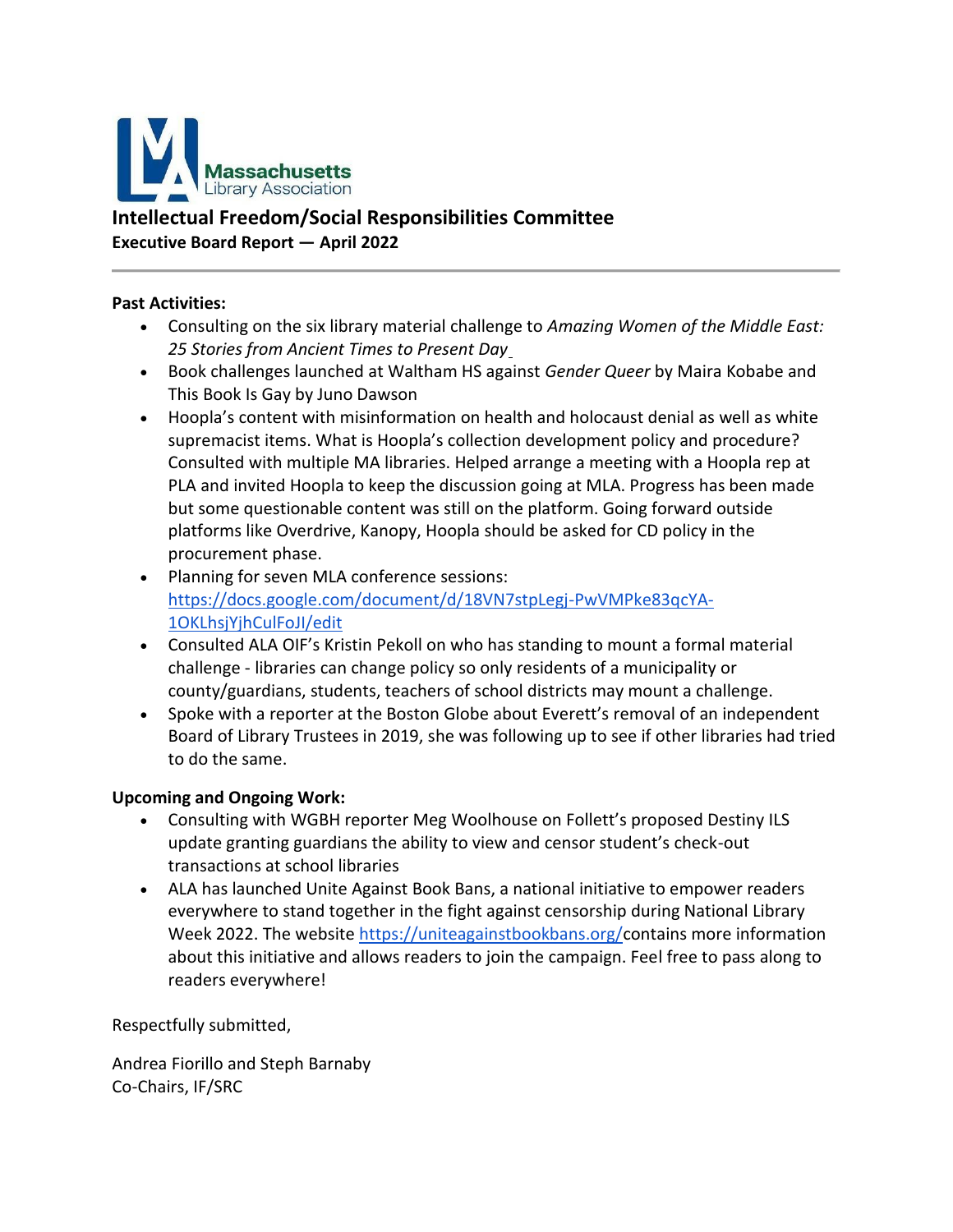Massachusetts Library Association

# Intellectual Freedom/Social Responsibilities Committee

**Executive Board Report — April 2022**

---

**Past Activities:**

- Consulting on the six library material challenge to *Amazing Women of the Middle East: 25 Stories from Ancient Times to Present Day*
- Book challenges launched at Waltham HS against *Gender Queer* by Maira Kobabe and This Book Is Gay by Juno Dawson
- Hoopla's content with misinformation on health and holocaust denial as well as white supremacist items. What is Hoopla's collection development policy and procedure? Consulted with multiple MA libraries. Helped arrange a meeting with a Hoopla rep at PLA and invited Hoopla to keep the discussion going at MLA. Progress has been made but some questionable content was still on the platform. Going forward outside platforms like Overdrive, Kanopy, Hoopla should be asked for CD policy in the procurement phase.
- Planning for seven MLA conference sessions: https://docs.google.com/document/d/18VN7stpLegj-PwVMPke83qcYA-1OKLhsjYjhCulFoJI/edit
- Consulted ALA OIF's Kristin Pekoll on who has standing to mount a formal material challenge - libraries can change policy so only residents of a municipality or county/guardians, students, teachers of school districts may mount a challenge.
- Spoke with a reporter at the Boston Globe about Everett's removal of an independent Board of Library Trustees in 2019, she was following up to see if other libraries had tried to do the same.

**Upcoming and Ongoing Work:**

- Consulting with WGBH reporter Meg Woolhouse on Follett's proposed Destiny ILS update granting guardians the ability to view and censor student's check-out transactions at school libraries
- ALA has launched Unite Against Book Bans, a national initiative to empower readers everywhere to stand together in the fight against censorship during National Library Week 2022. The website https://uniteagainstbookbans.org/contains more information about this initiative and allows readers to join the campaign. Feel free to pass along to readers everywhere!

Respectfully submitted,

Andrea Fiorillo and Steph Barnaby
Co-Chairs, IF/SRC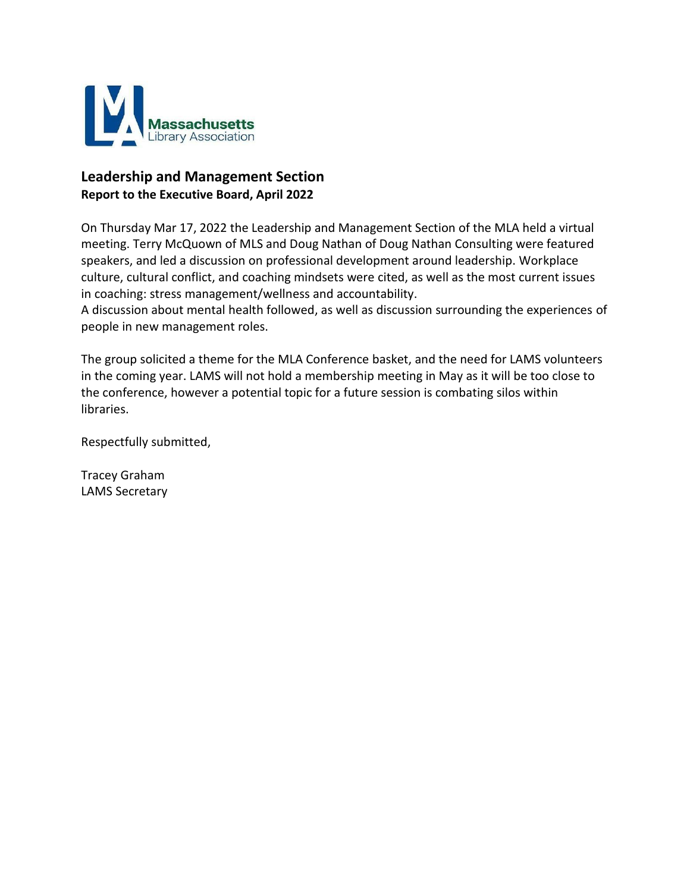## Leadership and Management Section

**Report to the Executive Board, April 2022**

On Thursday Mar 17, 2022 the Leadership and Management Section of the MLA held a virtual meeting. Terry McQuown of MLS and Doug Nathan of Doug Nathan Consulting were featured speakers, and led a discussion on professional development around leadership. Workplace culture, cultural conflict, and coaching mindsets were cited, as well as the most current issues in coaching: stress management/wellness and accountability.
A discussion about mental health followed, as well as discussion surrounding the experiences of people in new management roles.

The group solicited a theme for the MLA Conference basket, and the need for LAMS volunteers in the coming year. LAMS will not hold a membership meeting in May as it will be too close to the conference, however a potential topic for a future session is combating silos within libraries.

Respectfully submitted,

Tracey Graham
LAMS Secretary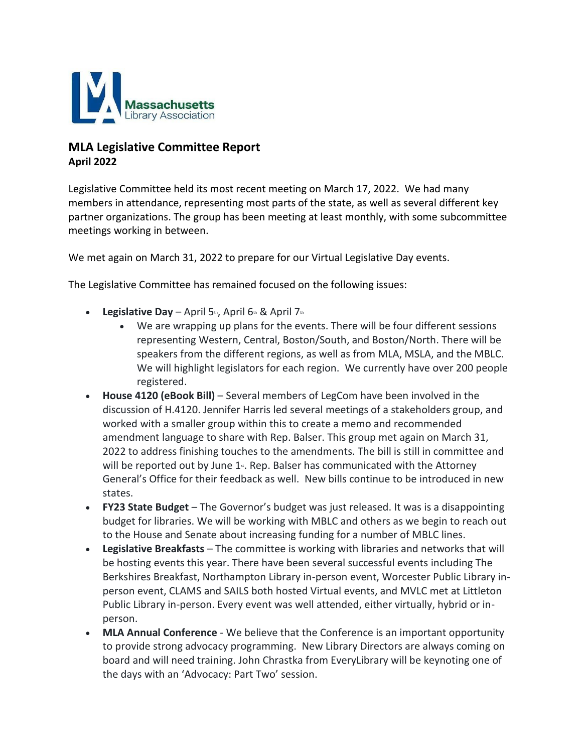## MLA Legislative Committee Report

**April 2022**

Legislative Committee held its most recent meeting on March 17, 2022. We had many members in attendance, representing most parts of the state, as well as several different key partner organizations. The group has been meeting at least monthly, with some subcommittee meetings working in between.

We met again on March 31, 2022 to prepare for our Virtual Legislative Day events.

The Legislative Committee has remained focused on the following issues:

- **Legislative Day** – April 5th, April 6th & April 7th
  - We are wrapping up plans for the events. There will be four different sessions representing Western, Central, Boston/South, and Boston/North. There will be speakers from the different regions, as well as from MLA, MSLA, and the MBLC. We will highlight legislators for each region. We currently have over 200 people registered.
- **House 4120 (eBook Bill)** – Several members of LegCom have been involved in the discussion of H.4120. Jennifer Harris led several meetings of a stakeholders group, and worked with a smaller group within this to create a memo and recommended amendment language to share with Rep. Balser. This group met again on March 31, 2022 to address finishing touches to the amendments. The bill is still in committee and will be reported out by June 1st. Rep. Balser has communicated with the Attorney General's Office for their feedback as well. New bills continue to be introduced in new states.
- **FY23 State Budget** – The Governor's budget was just released. It was is a disappointing budget for libraries. We will be working with MBLC and others as we begin to reach out to the House and Senate about increasing funding for a number of MBLC lines.
- **Legislative Breakfasts** – The committee is working with libraries and networks that will be hosting events this year. There have been several successful events including The Berkshires Breakfast, Northampton Library in-person event, Worcester Public Library in-person event, CLAMS and SAILS both hosted Virtual events, and MVLC met at Littleton Public Library in-person. Every event was well attended, either virtually, hybrid or in-person.
- **MLA Annual Conference** - We believe that the Conference is an important opportunity to provide strong advocacy programming. New Library Directors are always coming on board and will need training. John Chrastka from EveryLibrary will be keynoting one of the days with an 'Advocacy: Part Two' session.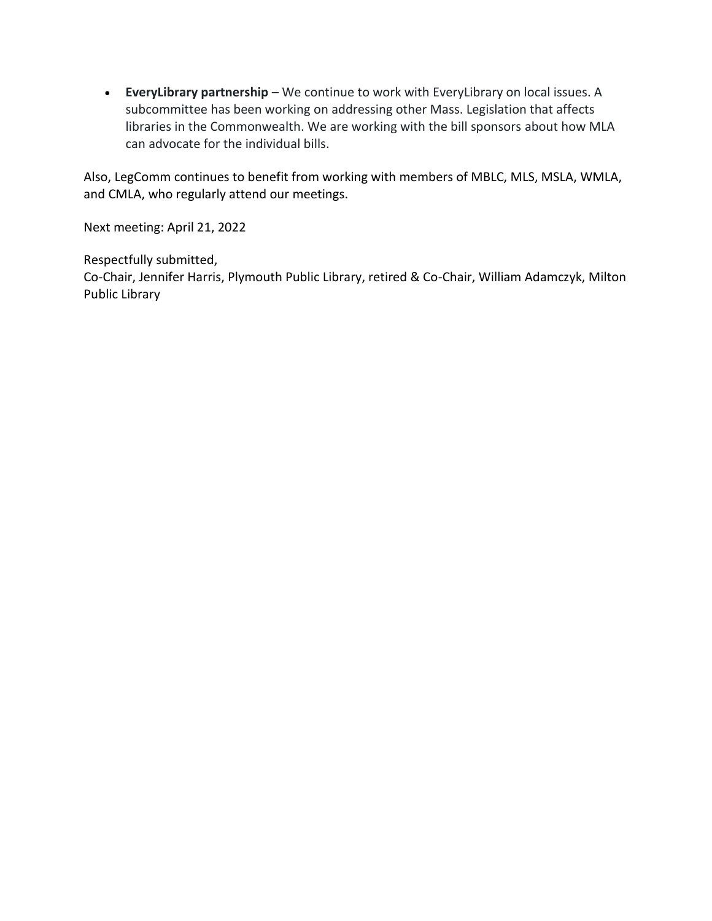- **EveryLibrary partnership** – We continue to work with EveryLibrary on local issues. A subcommittee has been working on addressing other Mass. Legislation that affects libraries in the Commonwealth. We are working with the bill sponsors about how MLA can advocate for the individual bills.

Also, LegComm continues to benefit from working with members of MBLC, MLS, MSLA, WMLA, and CMLA, who regularly attend our meetings.

Next meeting: April 21, 2022

Respectfully submitted,
Co-Chair, Jennifer Harris, Plymouth Public Library, retired & Co-Chair, William Adamczyk, Milton Public Library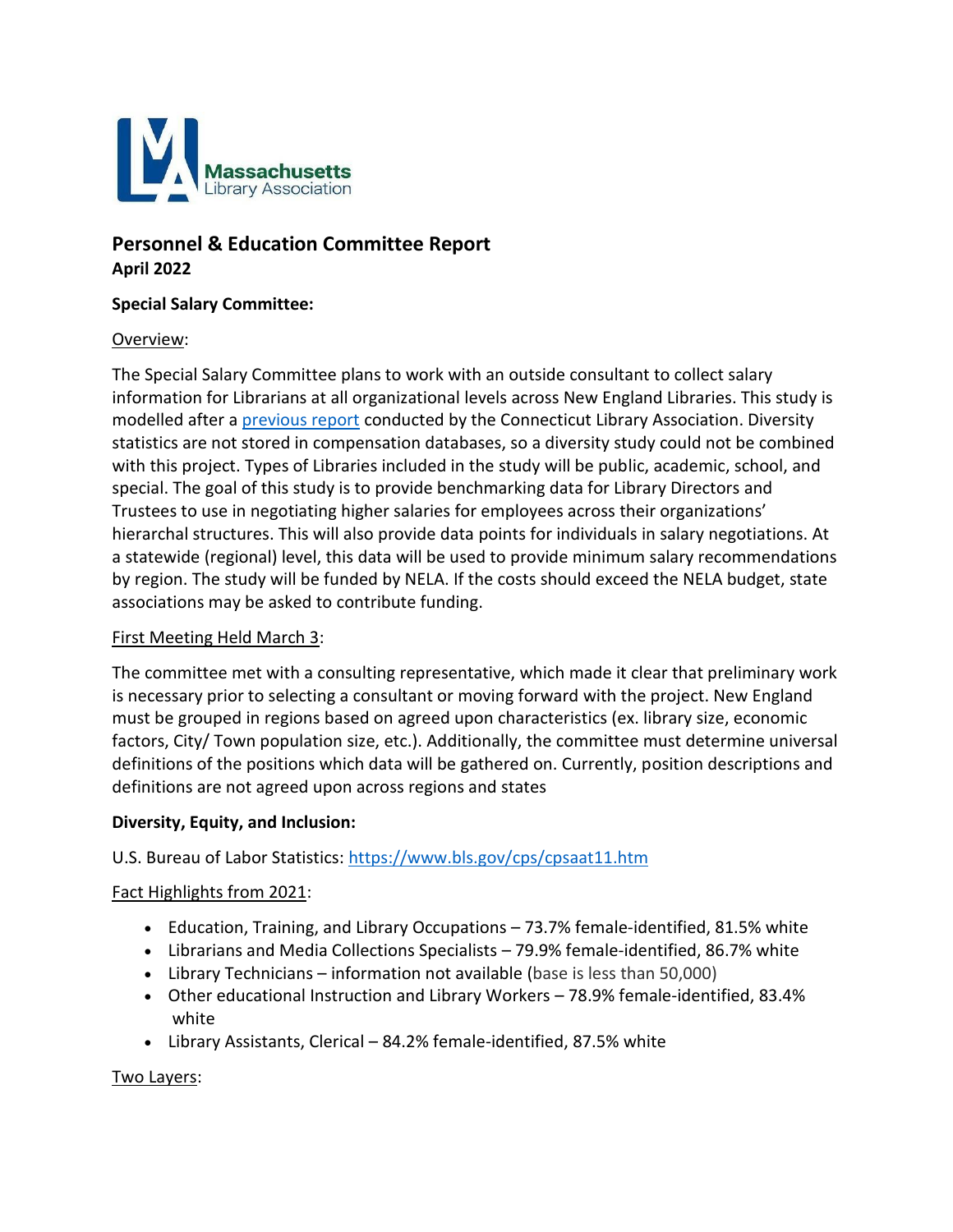**Massachusetts Library Association**

## Personnel & Education Committee Report

**April 2022**

### Special Salary Committee:

Overview:

The Special Salary Committee plans to work with an outside consultant to collect salary information for Librarians at all organizational levels across New England Libraries. This study is modelled after a previous report conducted by the Connecticut Library Association. Diversity statistics are not stored in compensation databases, so a diversity study could not be combined with this project. Types of Libraries included in the study will be public, academic, school, and special. The goal of this study is to provide benchmarking data for Library Directors and Trustees to use in negotiating higher salaries for employees across their organizations' hierarchal structures. This will also provide data points for individuals in salary negotiations. At a statewide (regional) level, this data will be used to provide minimum salary recommendations by region. The study will be funded by NELA. If the costs should exceed the NELA budget, state associations may be asked to contribute funding.

First Meeting Held March 3:

The committee met with a consulting representative, which made it clear that preliminary work is necessary prior to selecting a consultant or moving forward with the project. New England must be grouped in regions based on agreed upon characteristics (ex. library size, economic factors, City/ Town population size, etc.). Additionally, the committee must determine universal definitions of the positions which data will be gathered on. Currently, position descriptions and definitions are not agreed upon across regions and states

### Diversity, Equity, and Inclusion:

U.S. Bureau of Labor Statistics: https://www.bls.gov/cps/cpsaat11.htm

Fact Highlights from 2021:

- Education, Training, and Library Occupations – 73.7% female-identified, 81.5% white
- Librarians and Media Collections Specialists – 79.9% female-identified, 86.7% white
- Library Technicians – information not available (base is less than 50,000)
- Other educational Instruction and Library Workers – 78.9% female-identified, 83.4% white
- Library Assistants, Clerical – 84.2% female-identified, 87.5% white

Two Layers: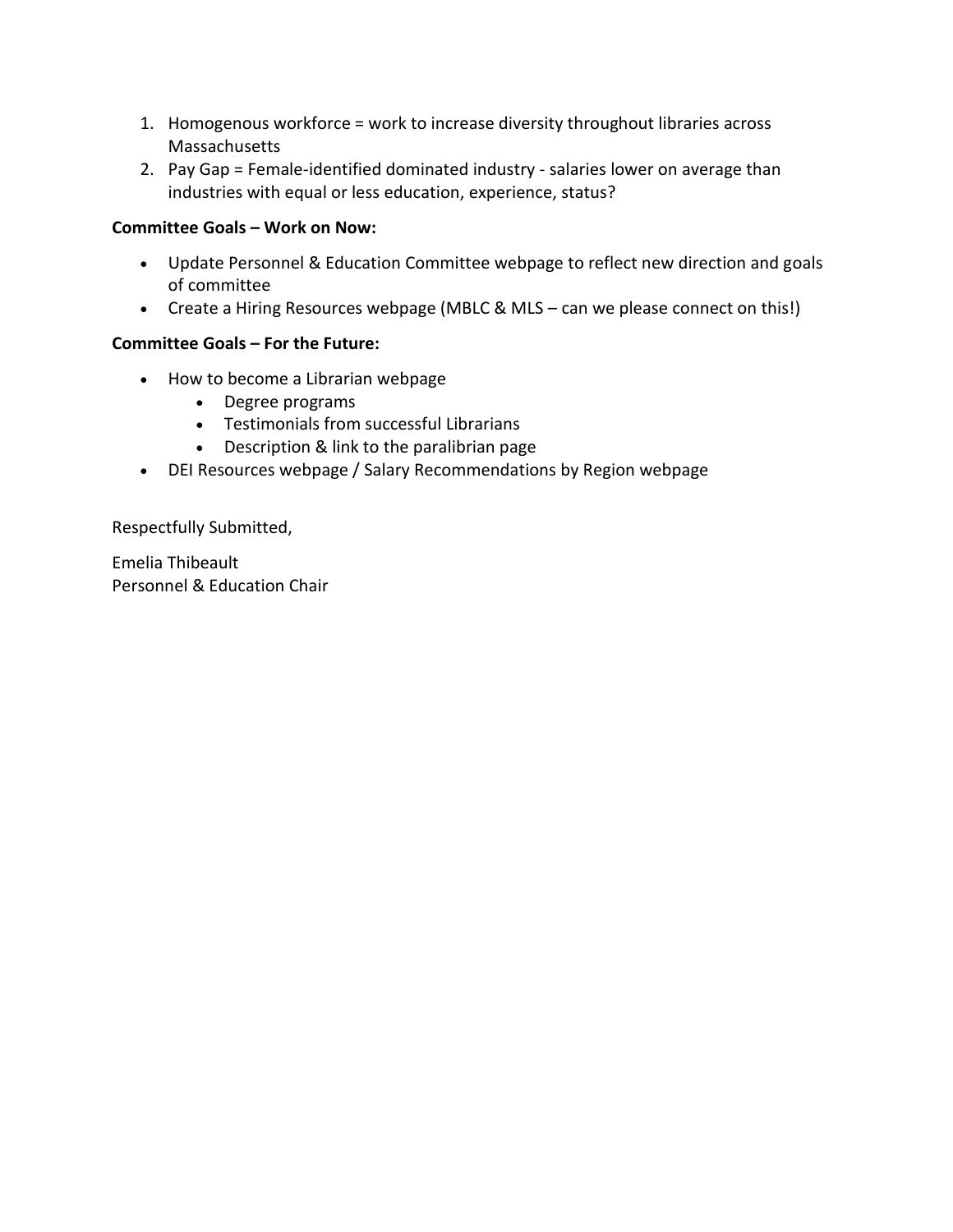1. Homogenous workforce = work to increase diversity throughout libraries across Massachusetts
2. Pay Gap = Female-identified dominated industry - salaries lower on average than industries with equal or less education, experience, status?

**Committee Goals – Work on Now:**

- Update Personnel & Education Committee webpage to reflect new direction and goals of committee
- Create a Hiring Resources webpage (MBLC & MLS – can we please connect on this!)

**Committee Goals – For the Future:**

- How to become a Librarian webpage
    - Degree programs
    - Testimonials from successful Librarians
    - Description & link to the paralibrian page
- DEI Resources webpage / Salary Recommendations by Region webpage

Respectfully Submitted,

Emelia Thibeault
Personnel & Education Chair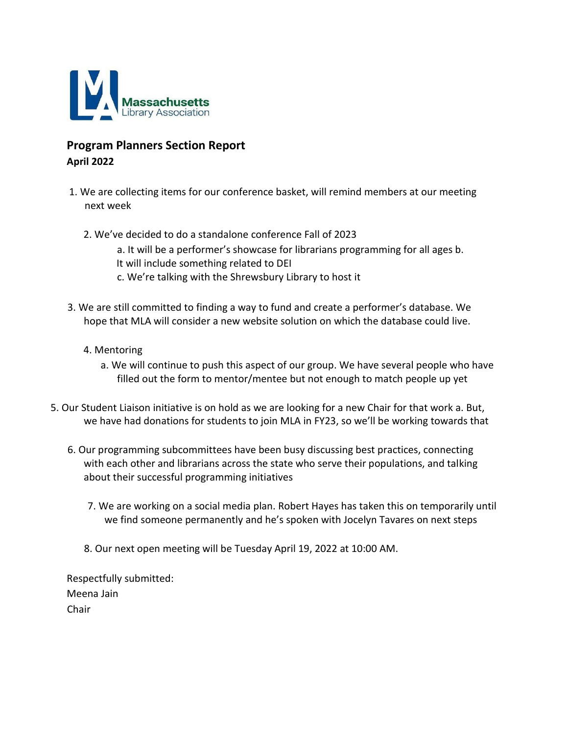## Program Planners Section Report

**April 2022**

1. We are collecting items for our conference basket, will remind members at our meeting next week

2. We've decided to do a standalone conference Fall of 2023
   a. It will be a performer's showcase for librarians programming for all ages
   b. It will include something related to DEI
   c. We're talking with the Shrewsbury Library to host it

3. We are still committed to finding a way to fund and create a performer's database. We hope that MLA will consider a new website solution on which the database could live.

4. Mentoring
   a. We will continue to push this aspect of our group. We have several people who have filled out the form to mentor/mentee but not enough to match people up yet

5. Our Student Liaison initiative is on hold as we are looking for a new Chair for that work
   a. But, we have had donations for students to join MLA in FY23, so we'll be working towards that

6. Our programming subcommittees have been busy discussing best practices, connecting with each other and librarians across the state who serve their populations, and talking about their successful programming initiatives

7. We are working on a social media plan. Robert Hayes has taken this on temporarily until we find someone permanently and he's spoken with Jocelyn Tavares on next steps

8. Our next open meeting will be Tuesday April 19, 2022 at 10:00 AM.

Respectfully submitted:
Meena Jain
Chair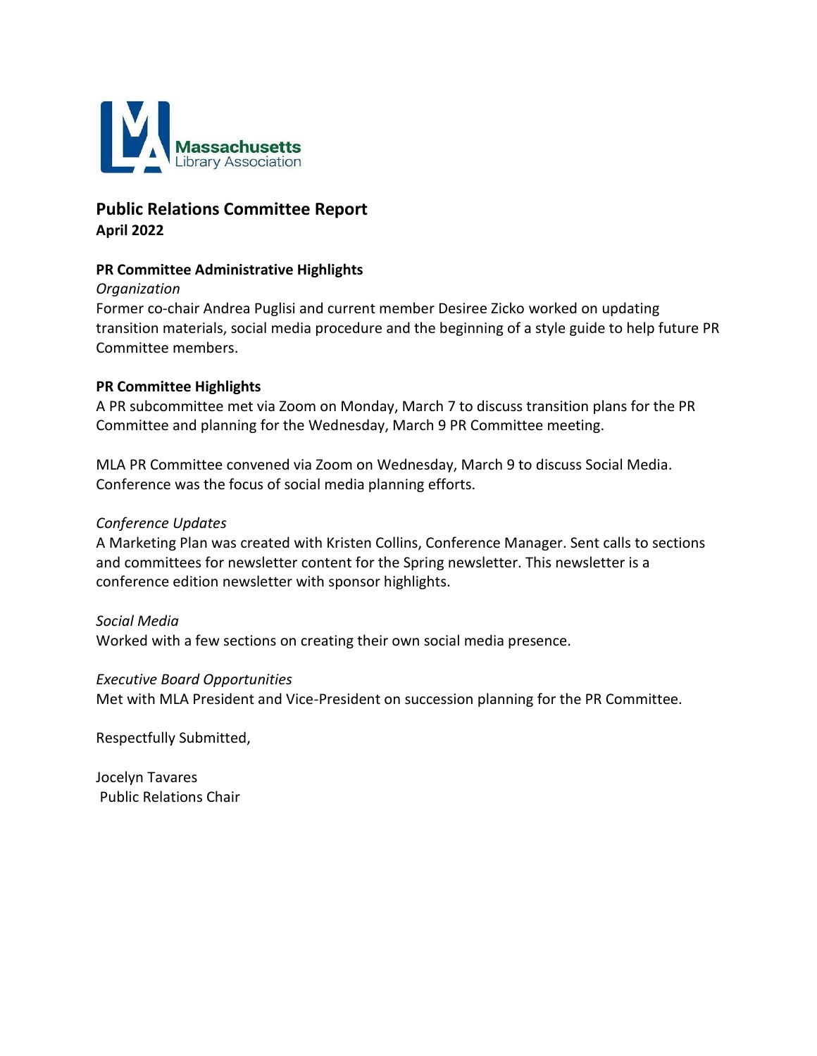Massachusetts Library Association

## Public Relations Committee Report

**April 2022**

### PR Committee Administrative Highlights

*Organization*

Former co-chair Andrea Puglisi and current member Desiree Zicko worked on updating transition materials, social media procedure and the beginning of a style guide to help future PR Committee members.

### PR Committee Highlights

A PR subcommittee met via Zoom on Monday, March 7 to discuss transition plans for the PR Committee and planning for the Wednesday, March 9 PR Committee meeting.

MLA PR Committee convened via Zoom on Wednesday, March 9 to discuss Social Media. Conference was the focus of social media planning efforts.

*Conference Updates*

A Marketing Plan was created with Kristen Collins, Conference Manager. Sent calls to sections and committees for newsletter content for the Spring newsletter. This newsletter is a conference edition newsletter with sponsor highlights.

*Social Media*

Worked with a few sections on creating their own social media presence.

*Executive Board Opportunities*

Met with MLA President and Vice-President on succession planning for the PR Committee.

Respectfully Submitted,

Jocelyn Tavares
Public Relations Chair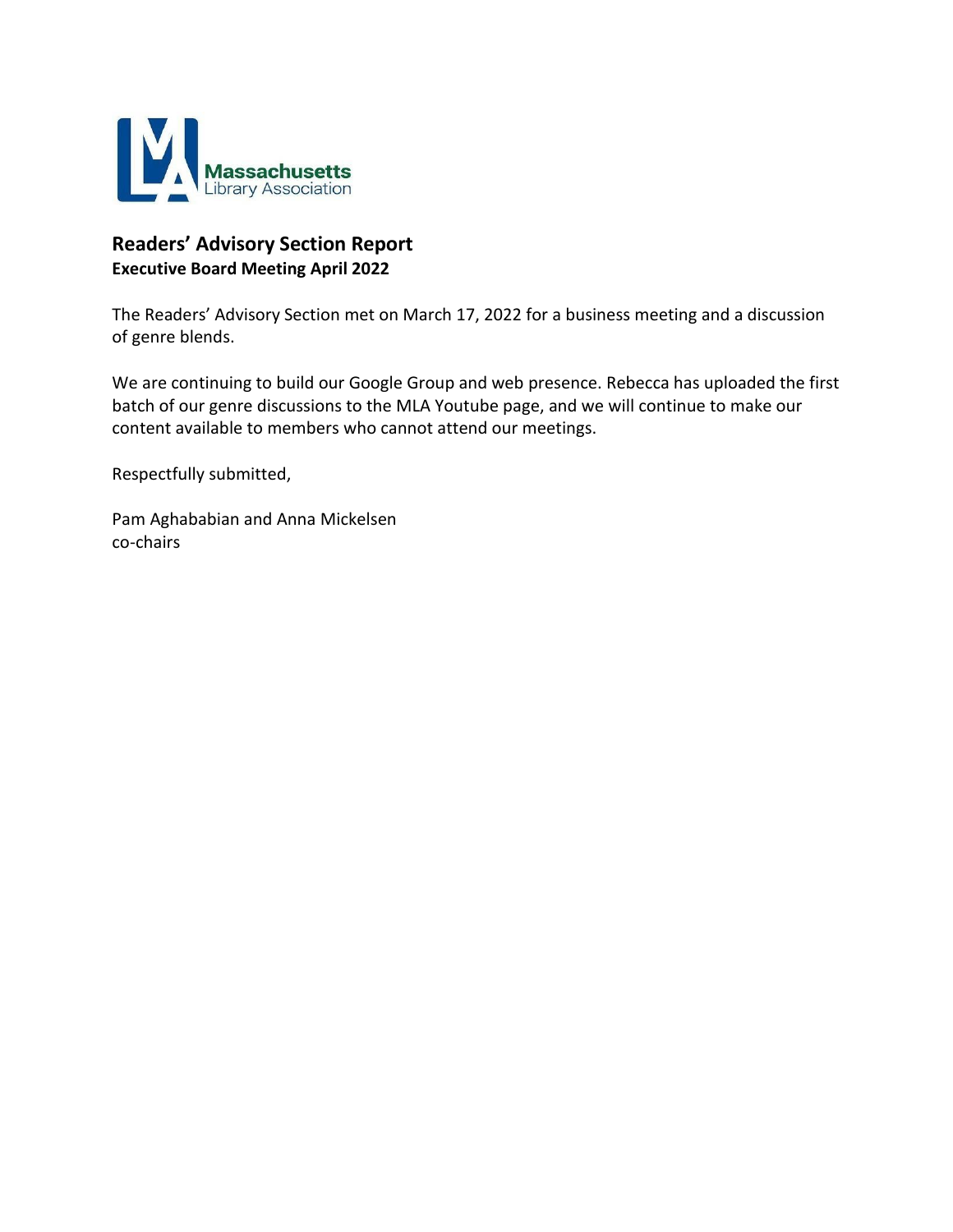# Readers' Advisory Section Report

**Executive Board Meeting April 2022**

The Readers' Advisory Section met on March 17, 2022 for a business meeting and a discussion of genre blends.

We are continuing to build our Google Group and web presence. Rebecca has uploaded the first batch of our genre discussions to the MLA Youtube page, and we will continue to make our content available to members who cannot attend our meetings.

Respectfully submitted,

Pam Aghababian and Anna Mickelsen
co-chairs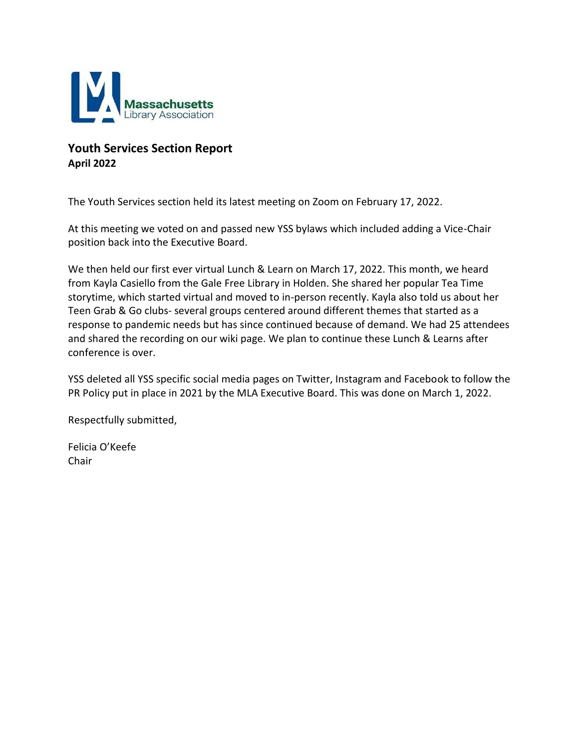Massachusetts Library Association

## Youth Services Section Report
**April 2022**

The Youth Services section held its latest meeting on Zoom on February 17, 2022.

At this meeting we voted on and passed new YSS bylaws which included adding a Vice-Chair position back into the Executive Board.

We then held our first ever virtual Lunch & Learn on March 17, 2022. This month, we heard from Kayla Casiello from the Gale Free Library in Holden. She shared her popular Tea Time storytime, which started virtual and moved to in-person recently. Kayla also told us about her Teen Grab & Go clubs- several groups centered around different themes that started as a response to pandemic needs but has since continued because of demand. We had 25 attendees and shared the recording on our wiki page. We plan to continue these Lunch & Learns after conference is over.

YSS deleted all YSS specific social media pages on Twitter, Instagram and Facebook to follow the PR Policy put in place in 2021 by the MLA Executive Board. This was done on March 1, 2022.

Respectfully submitted,

Felicia O'Keefe
Chair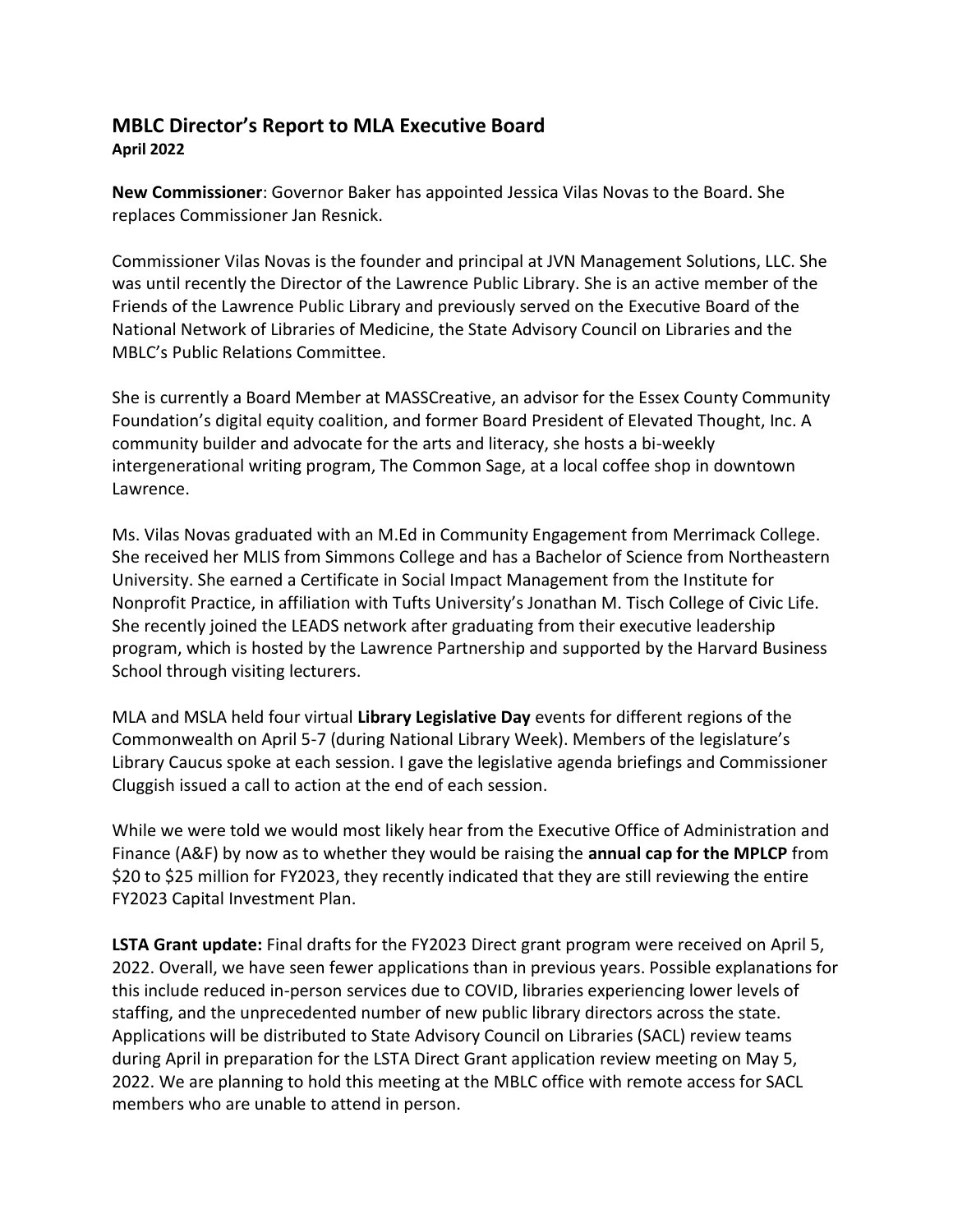## MBLC Director's Report to MLA Executive Board
**April 2022**

**New Commissioner**: Governor Baker has appointed Jessica Vilas Novas to the Board. She replaces Commissioner Jan Resnick.

Commissioner Vilas Novas is the founder and principal at JVN Management Solutions, LLC. She was until recently the Director of the Lawrence Public Library. She is an active member of the Friends of the Lawrence Public Library and previously served on the Executive Board of the National Network of Libraries of Medicine, the State Advisory Council on Libraries and the MBLC's Public Relations Committee.

She is currently a Board Member at MASSCreative, an advisor for the Essex County Community Foundation's digital equity coalition, and former Board President of Elevated Thought, Inc. A community builder and advocate for the arts and literacy, she hosts a bi-weekly intergenerational writing program, The Common Sage, at a local coffee shop in downtown Lawrence.

Ms. Vilas Novas graduated with an M.Ed in Community Engagement from Merrimack College. She received her MLIS from Simmons College and has a Bachelor of Science from Northeastern University. She earned a Certificate in Social Impact Management from the Institute for Nonprofit Practice, in affiliation with Tufts University's Jonathan M. Tisch College of Civic Life. She recently joined the LEADS network after graduating from their executive leadership program, which is hosted by the Lawrence Partnership and supported by the Harvard Business School through visiting lecturers.

MLA and MSLA held four virtual **Library Legislative Day** events for different regions of the Commonwealth on April 5-7 (during National Library Week). Members of the legislature's Library Caucus spoke at each session. I gave the legislative agenda briefings and Commissioner Cluggish issued a call to action at the end of each session.

While we were told we would most likely hear from the Executive Office of Administration and Finance (A&F) by now as to whether they would be raising the **annual cap for the MPLCP** from \$20 to \$25 million for FY2023, they recently indicated that they are still reviewing the entire FY2023 Capital Investment Plan.

**LSTA Grant update:** Final drafts for the FY2023 Direct grant program were received on April 5, 2022. Overall, we have seen fewer applications than in previous years. Possible explanations for this include reduced in-person services due to COVID, libraries experiencing lower levels of staffing, and the unprecedented number of new public library directors across the state. Applications will be distributed to State Advisory Council on Libraries (SACL) review teams during April in preparation for the LSTA Direct Grant application review meeting on May 5, 2022. We are planning to hold this meeting at the MBLC office with remote access for SACL members who are unable to attend in person.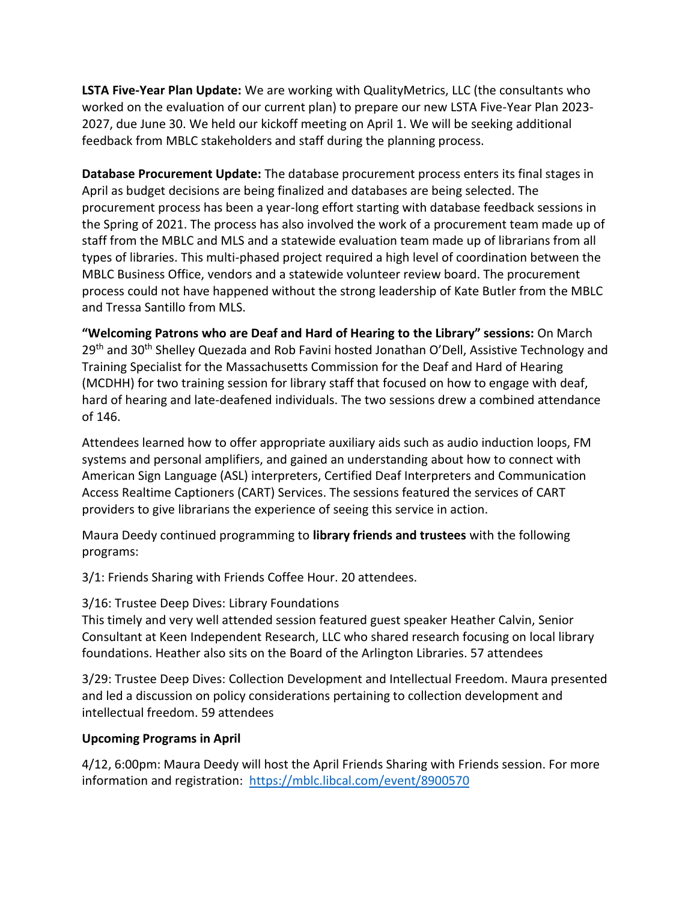**LSTA Five-Year Plan Update:** We are working with QualityMetrics, LLC (the consultants who worked on the evaluation of our current plan) to prepare our new LSTA Five-Year Plan 2023-2027, due June 30. We held our kickoff meeting on April 1. We will be seeking additional feedback from MBLC stakeholders and staff during the planning process.

**Database Procurement Update:** The database procurement process enters its final stages in April as budget decisions are being finalized and databases are being selected. The procurement process has been a year-long effort starting with database feedback sessions in the Spring of 2021. The process has also involved the work of a procurement team made up of staff from the MBLC and MLS and a statewide evaluation team made up of librarians from all types of libraries. This multi-phased project required a high level of coordination between the MBLC Business Office, vendors and a statewide volunteer review board. The procurement process could not have happened without the strong leadership of Kate Butler from the MBLC and Tressa Santillo from MLS.

**"Welcoming Patrons who are Deaf and Hard of Hearing to the Library" sessions:** On March 29th and 30th Shelley Quezada and Rob Favini hosted Jonathan O'Dell, Assistive Technology and Training Specialist for the Massachusetts Commission for the Deaf and Hard of Hearing (MCDHH) for two training session for library staff that focused on how to engage with deaf, hard of hearing and late-deafened individuals. The two sessions drew a combined attendance of 146.

Attendees learned how to offer appropriate auxiliary aids such as audio induction loops, FM systems and personal amplifiers, and gained an understanding about how to connect with American Sign Language (ASL) interpreters, Certified Deaf Interpreters and Communication Access Realtime Captioners (CART) Services. The sessions featured the services of CART providers to give librarians the experience of seeing this service in action.

Maura Deedy continued programming to **library friends and trustees** with the following programs:

3/1: Friends Sharing with Friends Coffee Hour. 20 attendees.

3/16: Trustee Deep Dives: Library Foundations
This timely and very well attended session featured guest speaker Heather Calvin, Senior Consultant at Keen Independent Research, LLC who shared research focusing on local library foundations. Heather also sits on the Board of the Arlington Libraries. 57 attendees

3/29: Trustee Deep Dives: Collection Development and Intellectual Freedom. Maura presented and led a discussion on policy considerations pertaining to collection development and intellectual freedom. 59 attendees

**Upcoming Programs in April**

4/12, 6:00pm: Maura Deedy will host the April Friends Sharing with Friends session. For more information and registration: https://mblc.libcal.com/event/8900570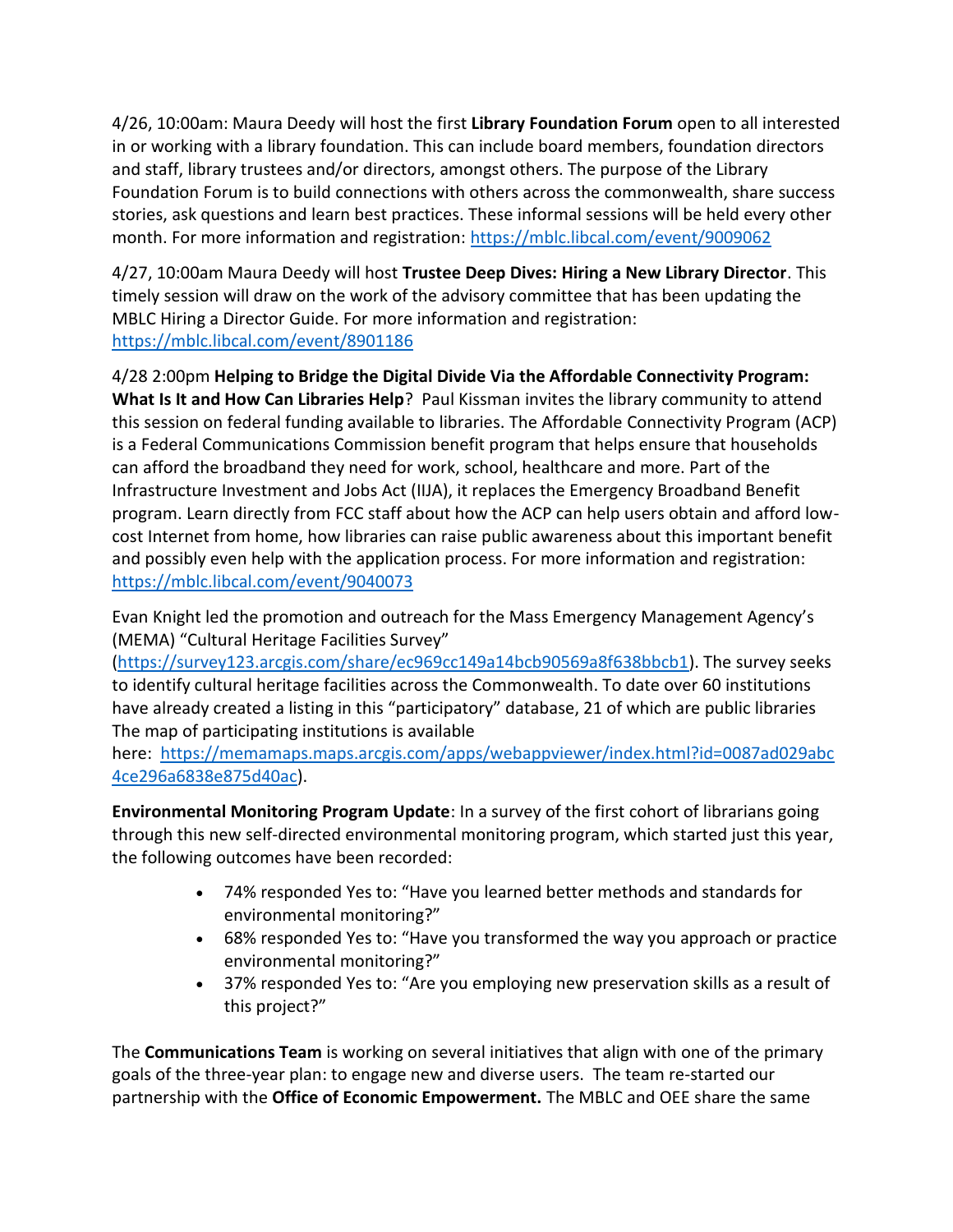4/26, 10:00am: Maura Deedy will host the first **Library Foundation Forum** open to all interested in or working with a library foundation. This can include board members, foundation directors and staff, library trustees and/or directors, amongst others. The purpose of the Library Foundation Forum is to build connections with others across the commonwealth, share success stories, ask questions and learn best practices. These informal sessions will be held every other month. For more information and registration: https://mblc.libcal.com/event/9009062

4/27, 10:00am Maura Deedy will host **Trustee Deep Dives: Hiring a New Library Director**. This timely session will draw on the work of the advisory committee that has been updating the MBLC Hiring a Director Guide. For more information and registration: https://mblc.libcal.com/event/8901186

4/28 2:00pm **Helping to Bridge the Digital Divide Via the Affordable Connectivity Program: What Is It and How Can Libraries Help**? Paul Kissman invites the library community to attend this session on federal funding available to libraries. The Affordable Connectivity Program (ACP) is a Federal Communications Commission benefit program that helps ensure that households can afford the broadband they need for work, school, healthcare and more. Part of the Infrastructure Investment and Jobs Act (IIJA), it replaces the Emergency Broadband Benefit program. Learn directly from FCC staff about how the ACP can help users obtain and afford low-cost Internet from home, how libraries can raise public awareness about this important benefit and possibly even help with the application process. For more information and registration: https://mblc.libcal.com/event/9040073

Evan Knight led the promotion and outreach for the Mass Emergency Management Agency's (MEMA) "Cultural Heritage Facilities Survey" (https://survey123.arcgis.com/share/ec969cc149a14bcb90569a8f638bbcb1). The survey seeks to identify cultural heritage facilities across the Commonwealth. To date over 60 institutions have already created a listing in this "participatory" database, 21 of which are public libraries The map of participating institutions is available here: https://memamaps.maps.arcgis.com/apps/webappviewer/index.html?id=0087ad029abc4ce296a6838e875d40ac).

**Environmental Monitoring Program Update**: In a survey of the first cohort of librarians going through this new self-directed environmental monitoring program, which started just this year, the following outcomes have been recorded:

- 74% responded Yes to: "Have you learned better methods and standards for environmental monitoring?"
- 68% responded Yes to: "Have you transformed the way you approach or practice environmental monitoring?"
- 37% responded Yes to: "Are you employing new preservation skills as a result of this project?"

The **Communications Team** is working on several initiatives that align with one of the primary goals of the three-year plan: to engage new and diverse users. The team re-started our partnership with the **Office of Economic Empowerment.** The MBLC and OEE share the same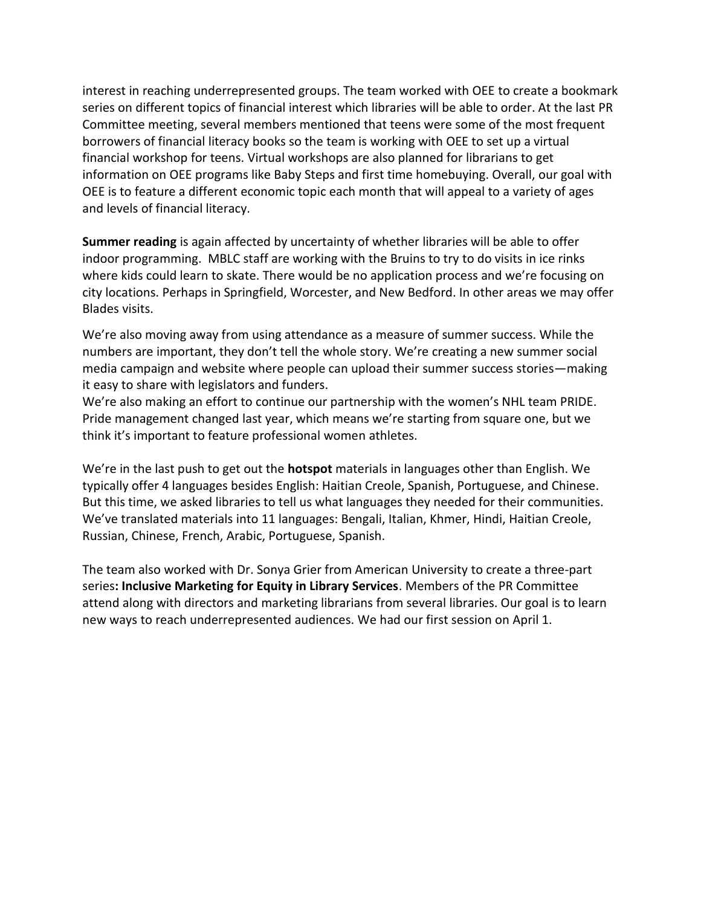interest in reaching underrepresented groups. The team worked with OEE to create a bookmark series on different topics of financial interest which libraries will be able to order. At the last PR Committee meeting, several members mentioned that teens were some of the most frequent borrowers of financial literacy books so the team is working with OEE to set up a virtual financial workshop for teens. Virtual workshops are also planned for librarians to get information on OEE programs like Baby Steps and first time homebuying. Overall, our goal with OEE is to feature a different economic topic each month that will appeal to a variety of ages and levels of financial literacy.

**Summer reading** is again affected by uncertainty of whether libraries will be able to offer indoor programming. MBLC staff are working with the Bruins to try to do visits in ice rinks where kids could learn to skate. There would be no application process and we're focusing on city locations. Perhaps in Springfield, Worcester, and New Bedford. In other areas we may offer Blades visits.

We're also moving away from using attendance as a measure of summer success. While the numbers are important, they don't tell the whole story. We're creating a new summer social media campaign and website where people can upload their summer success stories—making it easy to share with legislators and funders.

We're also making an effort to continue our partnership with the women's NHL team PRIDE. Pride management changed last year, which means we're starting from square one, but we think it's important to feature professional women athletes.

We're in the last push to get out the **hotspot** materials in languages other than English. We typically offer 4 languages besides English: Haitian Creole, Spanish, Portuguese, and Chinese. But this time, we asked libraries to tell us what languages they needed for their communities. We've translated materials into 11 languages: Bengali, Italian, Khmer, Hindi, Haitian Creole, Russian, Chinese, French, Arabic, Portuguese, Spanish.

The team also worked with Dr. Sonya Grier from American University to create a three-part series**: Inclusive Marketing for Equity in Library Services**. Members of the PR Committee attend along with directors and marketing librarians from several libraries. Our goal is to learn new ways to reach underrepresented audiences. We had our first session on April 1.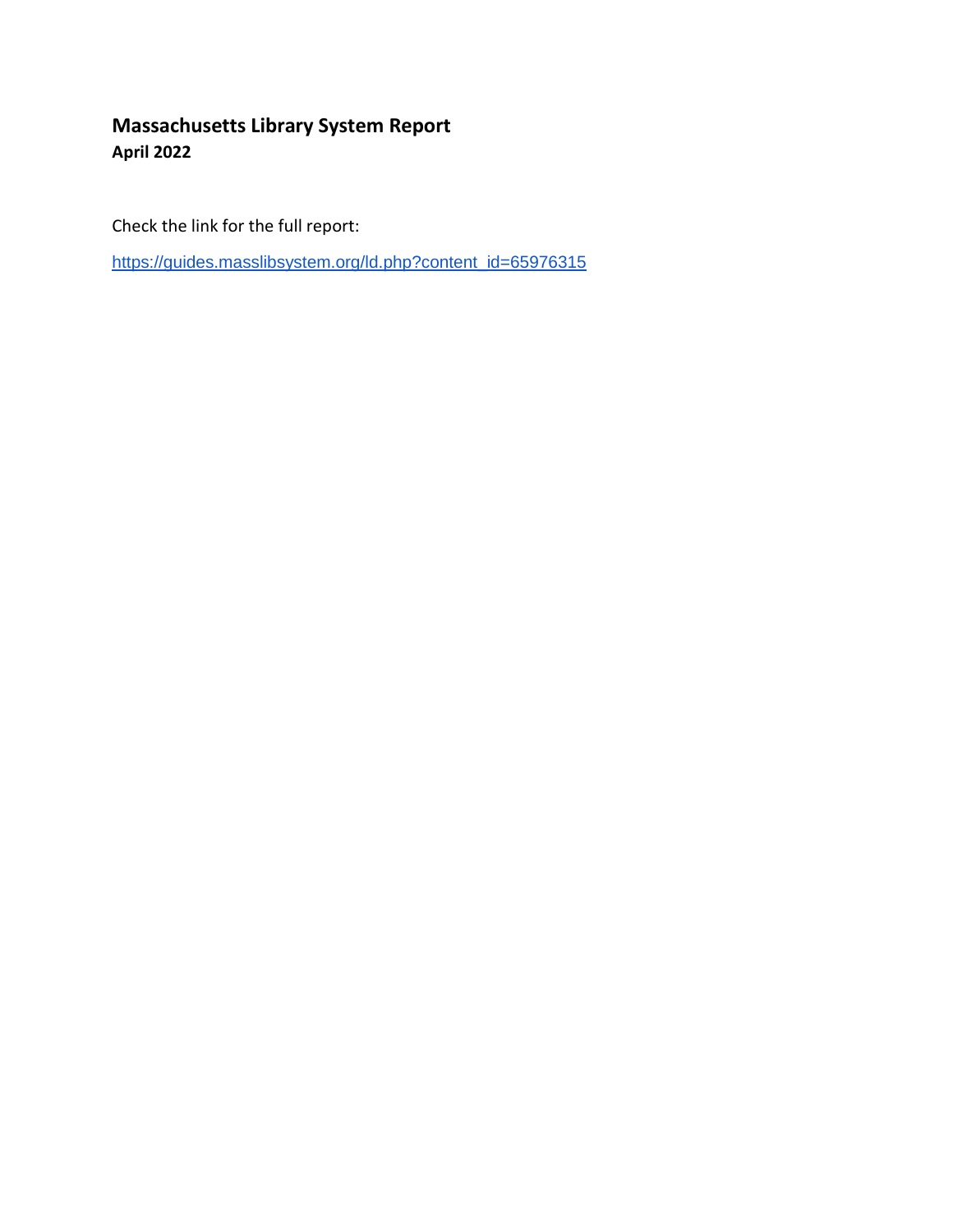## Massachusetts Library System Report

**April 2022**

Check the link for the full report:

https://guides.masslibsystem.org/ld.php?content_id=65976315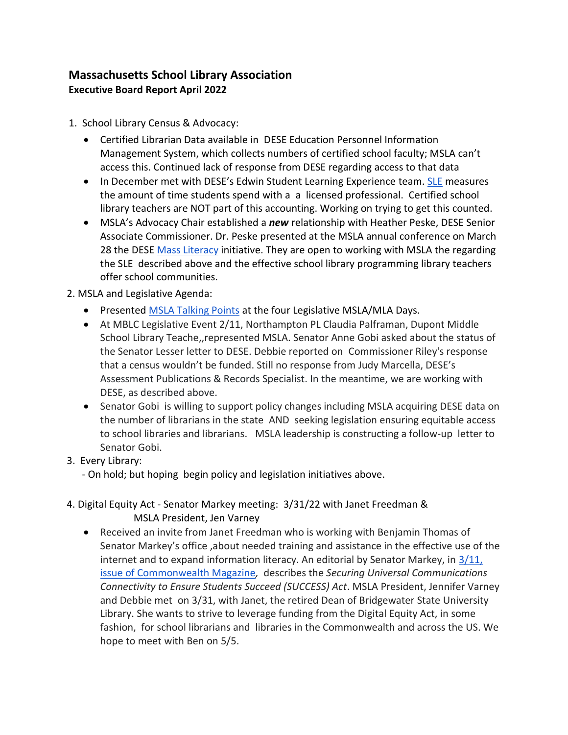# Massachusetts School Library Association

**Executive Board Report April 2022**

1. School Library Census & Advocacy:
   - Certified Librarian Data available in DESE Education Personnel Information Management System, which collects numbers of certified school faculty; MSLA can't access this. Continued lack of response from DESE regarding access to that data
   - In December met with DESE's Edwin Student Learning Experience team. SLE measures the amount of time students spend with a a licensed professional. Certified school library teachers are NOT part of this accounting. Working on trying to get this counted.
   - MSLA's Advocacy Chair established a ***new*** relationship with Heather Peske, DESE Senior Associate Commissioner. Dr. Peske presented at the MSLA annual conference on March 28 the DESE Mass Literacy initiative. They are open to working with MSLA the regarding the SLE described above and the effective school library programming library teachers offer school communities.
2. MSLA and Legislative Agenda:
   - Presented MSLA Talking Points at the four Legislative MSLA/MLA Days.
   - At MBLC Legislative Event 2/11, Northampton PL Claudia Palframan, Dupont Middle School Library Teache,,represented MSLA. Senator Anne Gobi asked about the status of the Senator Lesser letter to DESE. Debbie reported on Commissioner Riley's response that a census wouldn't be funded. Still no response from Judy Marcella, DESE's Assessment Publications & Records Specialist. In the meantime, we are working with DESE, as described above.
   - Senator Gobi is willing to support policy changes including MSLA acquiring DESE data on the number of librarians in the state AND seeking legislation ensuring equitable access to school libraries and librarians. MSLA leadership is constructing a follow-up letter to Senator Gobi.
3. Every Library:
   - On hold; but hoping begin policy and legislation initiatives above.
4. Digital Equity Act - Senator Markey meeting: 3/31/22 with Janet Freedman & MSLA President, Jen Varney
   - Received an invite from Janet Freedman who is working with Benjamin Thomas of Senator Markey's office ,about needed training and assistance in the effective use of the internet and to expand information literacy. An editorial by Senator Markey, in 3/11, issue of Commonwealth Magazine, describes the *Securing Universal Communications Connectivity to Ensure Students Succeed (SUCCESS) Act*. MSLA President, Jennifer Varney and Debbie met on 3/31, with Janet, the retired Dean of Bridgewater State University Library. She wants to strive to leverage funding from the Digital Equity Act, in some fashion, for school librarians and libraries in the Commonwealth and across the US. We hope to meet with Ben on 5/5.